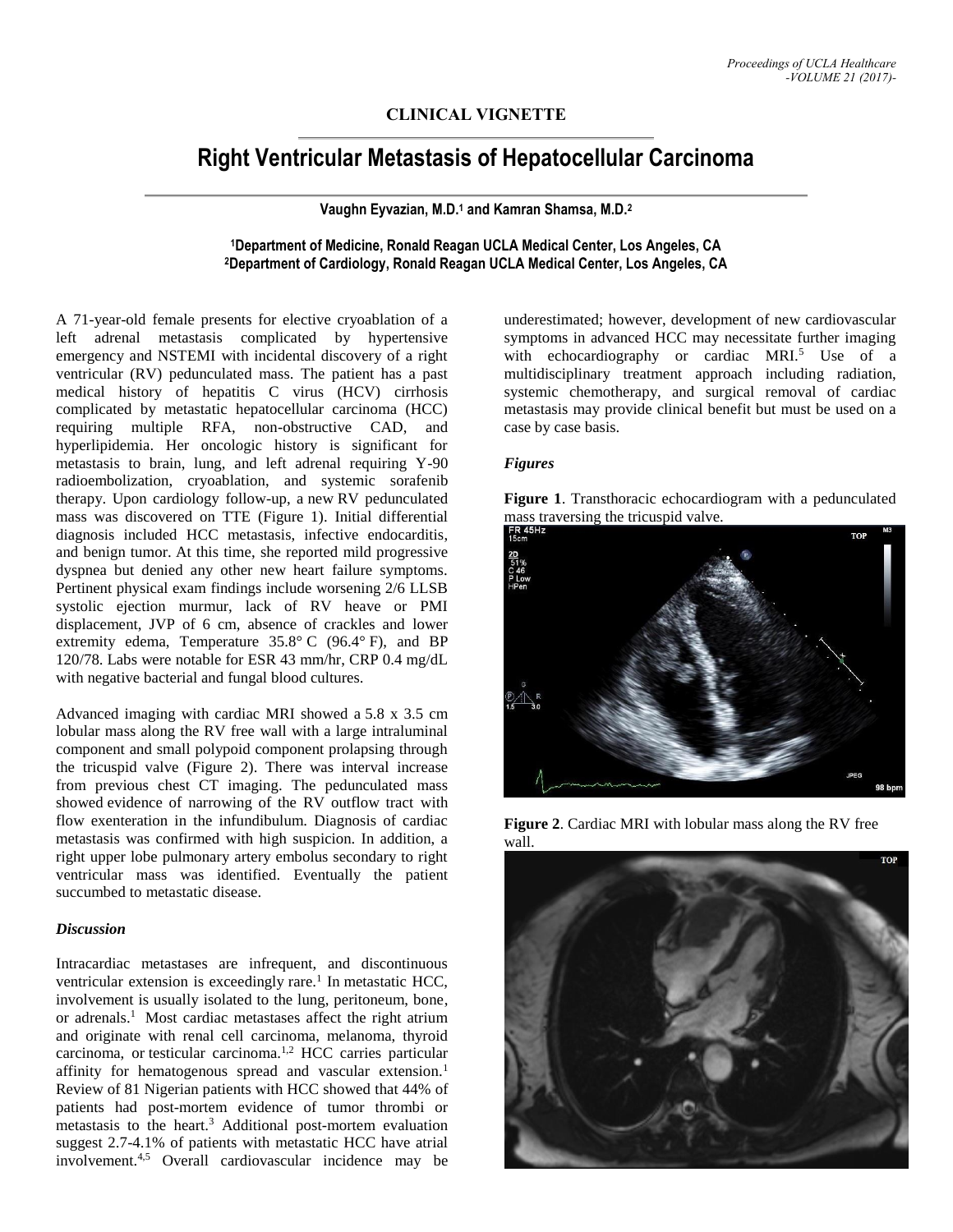## CLINICAL VIGNETTE

# Right Ventricular Metastasis of Hepatocellular Carcinoma

**Vaughn Eyvazian, M.D.[1] and Kamran Shamsa, M.D.[2]**

**[1]Department of Medicine, Ronald Reagan UCLA Medical Center, Los Angeles, CA**
**[2]Department of Cardiology, Ronald Reagan UCLA Medical Center, Los Angeles, CA**

A 71-year-old female presents for elective cryoablation of a left adrenal metastasis complicated by hypertensive emergency and NSTEMI with incidental discovery of a right ventricular (RV) pedunculated mass. The patient has a past medical history of hepatitis C virus (HCV) cirrhosis complicated by metastatic hepatocellular carcinoma (HCC) requiring multiple RFA, non-obstructive CAD, and hyperlipidemia. Her oncologic history is significant for metastasis to brain, lung, and left adrenal requiring Y-90 radioembolization, cryoablation, and systemic sorafenib therapy. Upon cardiology follow-up, a new RV pedunculated mass was discovered on TTE (Figure 1). Initial differential diagnosis included HCC metastasis, infective endocarditis, and benign tumor. At this time, she reported mild progressive dyspnea but denied any other new heart failure symptoms. Pertinent physical exam findings include worsening 2/6 LLSB systolic ejection murmur, lack of RV heave or PMI displacement, JVP of 6 cm, absence of crackles and lower extremity edema, Temperature 35.8° C (96.4° F), and BP 120/78. Labs were notable for ESR 43 mm/hr, CRP 0.4 mg/dL with negative bacterial and fungal blood cultures.

Advanced imaging with cardiac MRI showed a 5.8 x 3.5 cm lobular mass along the RV free wall with a large intraluminal component and small polypoid component prolapsing through the tricuspid valve (Figure 2). There was interval increase from previous chest CT imaging. The pedunculated mass showed evidence of narrowing of the RV outflow tract with flow exenteration in the infundibulum. Diagnosis of cardiac metastasis was confirmed with high suspicion. In addition, a right upper lobe pulmonary artery embolus secondary to right ventricular mass was identified. Eventually the patient succumbed to metastatic disease.

### *Discussion*

Intracardiac metastases are infrequent, and discontinuous ventricular extension is exceedingly rare.[1] In metastatic HCC, involvement is usually isolated to the lung, peritoneum, bone, or adrenals.[1] Most cardiac metastases affect the right atrium and originate with renal cell carcinoma, melanoma, thyroid carcinoma, or testicular carcinoma.[1,2] HCC carries particular affinity for hematogenous spread and vascular extension.[1] Review of 81 Nigerian patients with HCC showed that 44% of patients had post-mortem evidence of tumor thrombi or metastasis to the heart.[3] Additional post-mortem evaluation suggest 2.7-4.1% of patients with metastatic HCC have atrial involvement.[4,5] Overall cardiovascular incidence may be underestimated; however, development of new cardiovascular symptoms in advanced HCC may necessitate further imaging with echocardiography or cardiac MRI.[5] Use of a multidisciplinary treatment approach including radiation, systemic chemotherapy, and surgical removal of cardiac metastasis may provide clinical benefit but must be used on a case by case basis.

### *Figures*

**Figure 1**. Transthoracic echocardiogram with a pedunculated mass traversing the tricuspid valve.

**Figure 2**. Cardiac MRI with lobular mass along the RV free wall.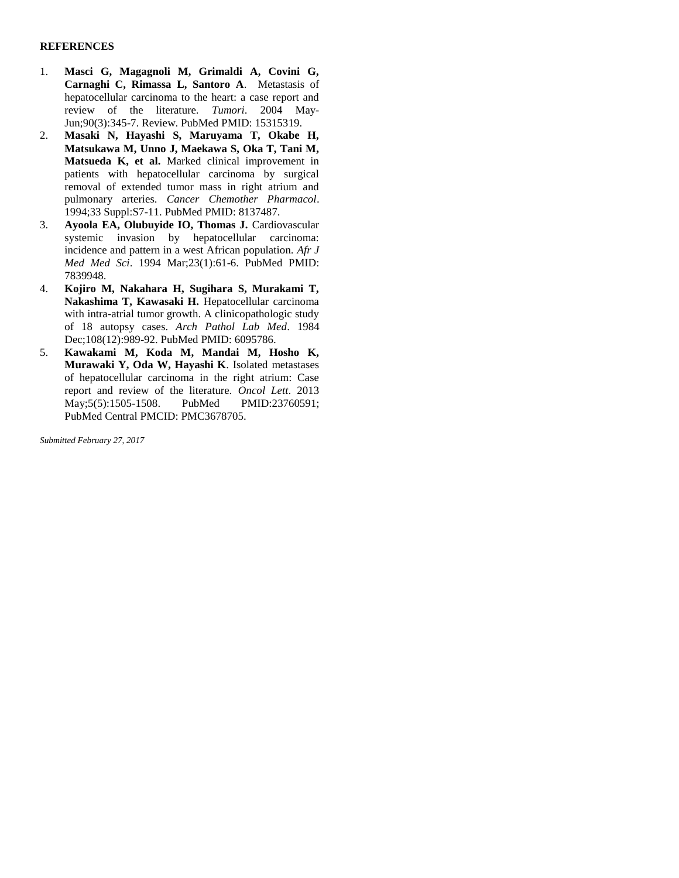## REFERENCES

1. **Masci G, Magagnoli M, Grimaldi A, Covini G, Carnaghi C, Rimassa L, Santoro A**. Metastasis of hepatocellular carcinoma to the heart: a case report and review of the literature. *Tumori*. 2004 May-Jun;90(3):345-7. Review. PubMed PMID: 15315319.
2. **Masaki N, Hayashi S, Maruyama T, Okabe H, Matsukawa M, Unno J, Maekawa S, Oka T, Tani M, Matsueda K, et al.** Marked clinical improvement in patients with hepatocellular carcinoma by surgical removal of extended tumor mass in right atrium and pulmonary arteries. *Cancer Chemother Pharmacol*. 1994;33 Suppl:S7-11. PubMed PMID: 8137487.
3. **Ayoola EA, Olubuyide IO, Thomas J.** Cardiovascular systemic invasion by hepatocellular carcinoma: incidence and pattern in a west African population. *Afr J Med Med Sci*. 1994 Mar;23(1):61-6. PubMed PMID: 7839948.
4. **Kojiro M, Nakahara H, Sugihara S, Murakami T, Nakashima T, Kawasaki H.** Hepatocellular carcinoma with intra-atrial tumor growth. A clinicopathologic study of 18 autopsy cases. *Arch Pathol Lab Med*. 1984 Dec;108(12):989-92. PubMed PMID: 6095786.
5. **Kawakami M, Koda M, Mandai M, Hosho K, Murawaki Y, Oda W, Hayashi K**. Isolated metastases of hepatocellular carcinoma in the right atrium: Case report and review of the literature. *Oncol Lett*. 2013 May;5(5):1505-1508. PubMed PMID:23760591; PubMed Central PMCID: PMC3678705.

*Submitted February 27, 2017*